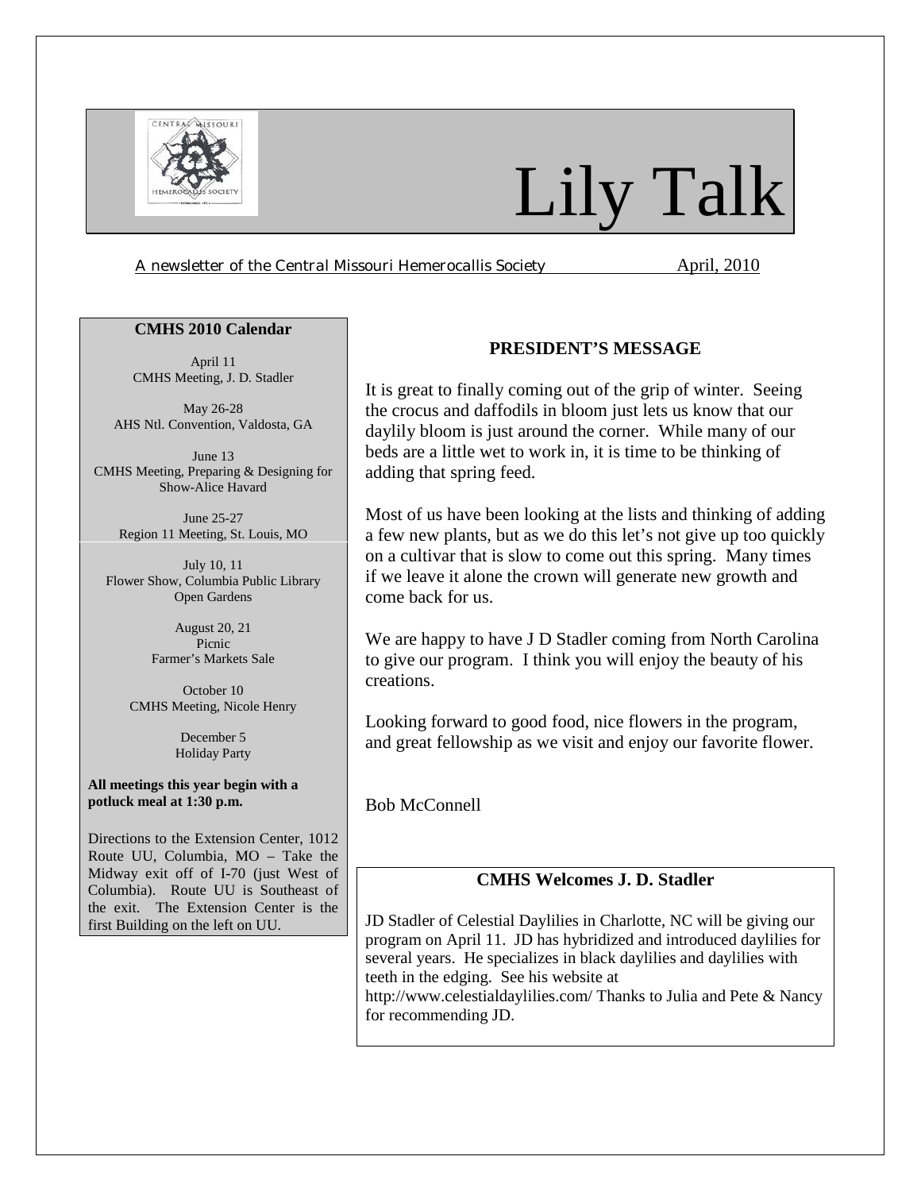# Lily Talk

*A newsletter of the Central Missouri Hemerocallis Society* April, 2010

## PRESIDENT'S MESSAGE

It is great to finally coming out of the grip of winter. Seeing the crocus and daffodils in bloom just lets us know that our daylily bloom is just around the corner. While many of our beds are a little wet to work in, it is time to be thinking of adding that spring feed.

Most of us have been looking at the lists and thinking of adding a few new plants, but as we do this let's not give up too quickly on a cultivar that is slow to come out this spring. Many times if we leave it alone the crown will generate new growth and come back for us.

We are happy to have J D Stadler coming from North Carolina to give our program. I think you will enjoy the beauty of his creations.

Looking forward to good food, nice flowers in the program, and great fellowship as we visit and enjoy our favorite flower.

Bob McConnell

## CMHS 2010 Calendar

April 11
CMHS Meeting, J. D. Stadler

May 26-28
AHS Ntl. Convention, Valdosta, GA

June 13
CMHS Meeting, Preparing & Designing for Show-Alice Havard

June 25-27
Region 11 Meeting, St. Louis, MO

July 10, 11
Flower Show, Columbia Public Library
Open Gardens

August 20, 21
Picnic
Farmer's Markets Sale

October 10
CMHS Meeting, Nicole Henry

December 5
Holiday Party

**All meetings this year begin with a potluck meal at 1:30 p.m.**

Directions to the Extension Center, 1012 Route UU, Columbia, MO – Take the Midway exit off of I-70 (just West of Columbia). Route UU is Southeast of the exit. The Extension Center is the first Building on the left on UU.

## CMHS Welcomes J. D. Stadler

JD Stadler of Celestial Daylilies in Charlotte, NC will be giving our program on April 11. JD has hybridized and introduced daylilies for several years. He specializes in black daylilies and daylilies with teeth in the edging. See his website at http://www.celestialdaylilies.com/ Thanks to Julia and Pete & Nancy for recommending JD.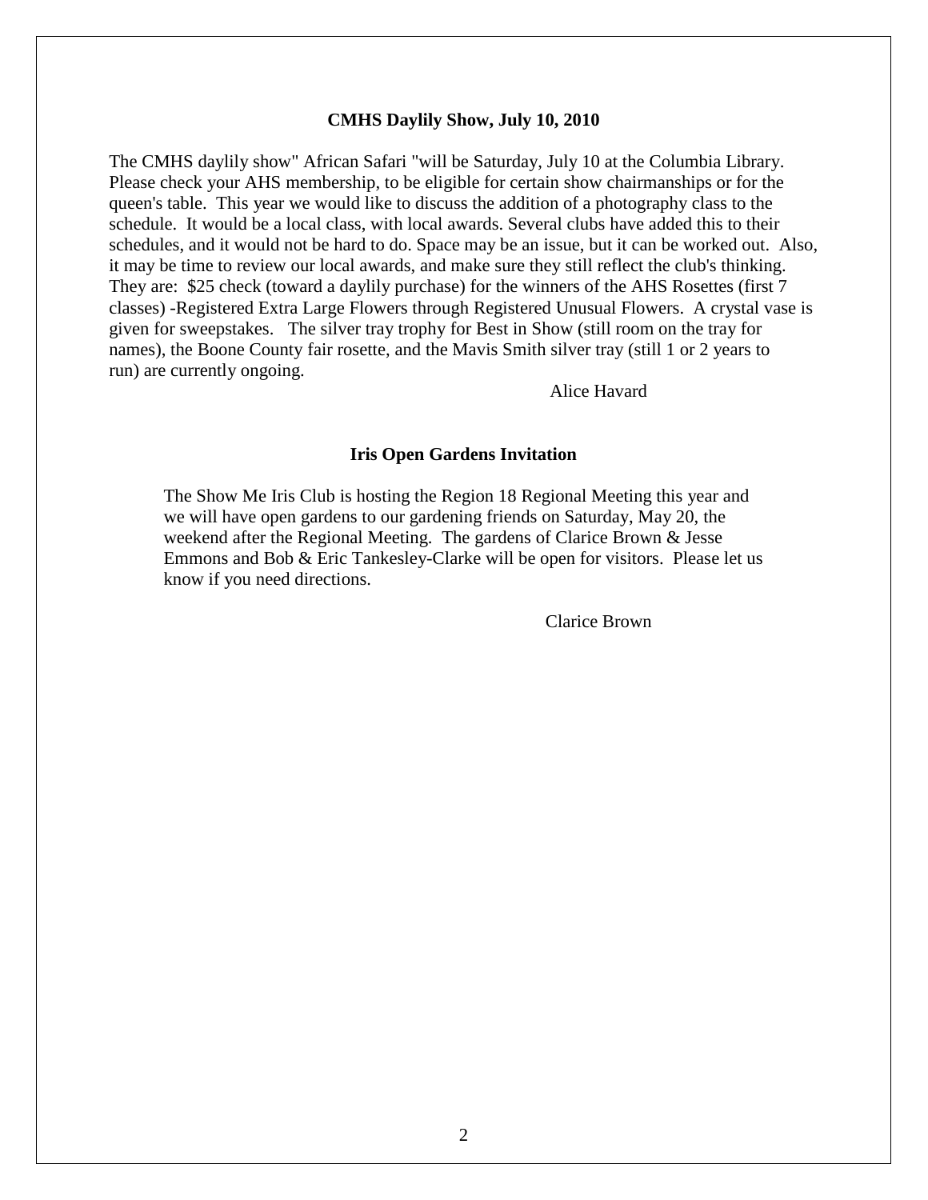## CMHS Daylily Show, July 10, 2010

The CMHS daylily show" African Safari "will be Saturday, July 10 at the Columbia Library. Please check your AHS membership, to be eligible for certain show chairmanships or for the queen's table. This year we would like to discuss the addition of a photography class to the schedule. It would be a local class, with local awards. Several clubs have added this to their schedules, and it would not be hard to do. Space may be an issue, but it can be worked out. Also, it may be time to review our local awards, and make sure they still reflect the club's thinking. They are: $25 check (toward a daylily purchase) for the winners of the AHS Rosettes (first 7 classes) -Registered Extra Large Flowers through Registered Unusual Flowers. A crystal vase is given for sweepstakes. The silver tray trophy for Best in Show (still room on the tray for names), the Boone County fair rosette, and the Mavis Smith silver tray (still 1 or 2 years to run) are currently ongoing.

Alice Havard

## Iris Open Gardens Invitation

The Show Me Iris Club is hosting the Region 18 Regional Meeting this year and we will have open gardens to our gardening friends on Saturday, May 20, the weekend after the Regional Meeting. The gardens of Clarice Brown & Jesse Emmons and Bob & Eric Tankesley-Clarke will be open for visitors. Please let us know if you need directions.

Clarice Brown